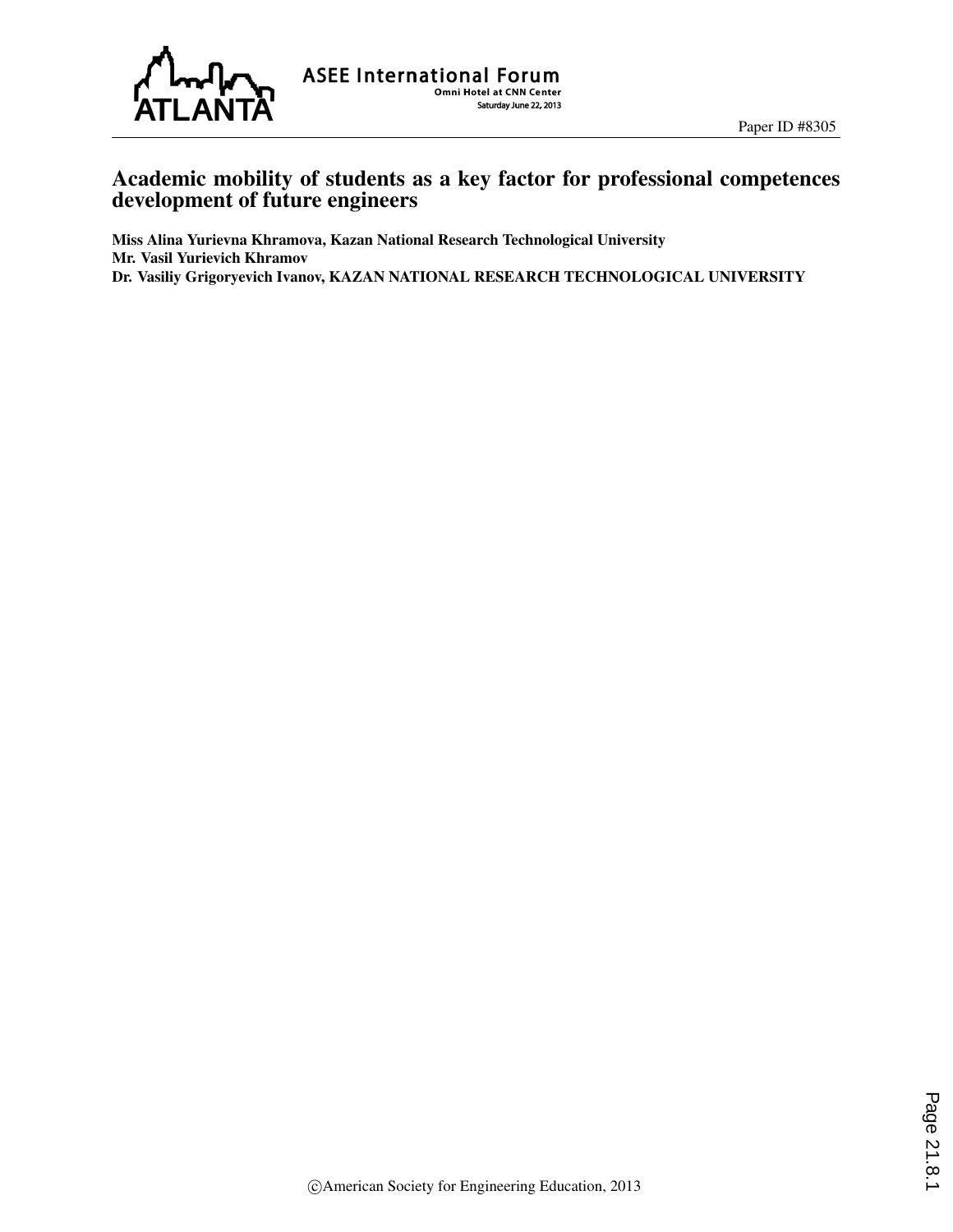Paper ID #8305

# Academic mobility of students as a key factor for professional competences development of future engineers

**Miss Alina Yurievna Khramova, Kazan National Research Technological University**
**Mr. Vasil Yurievich Khramov**
**Dr. Vasiliy Grigoryevich Ivanov, KAZAN NATIONAL RESEARCH TECHNOLOGICAL UNIVERSITY**

©American Society for Engineering Education, 2013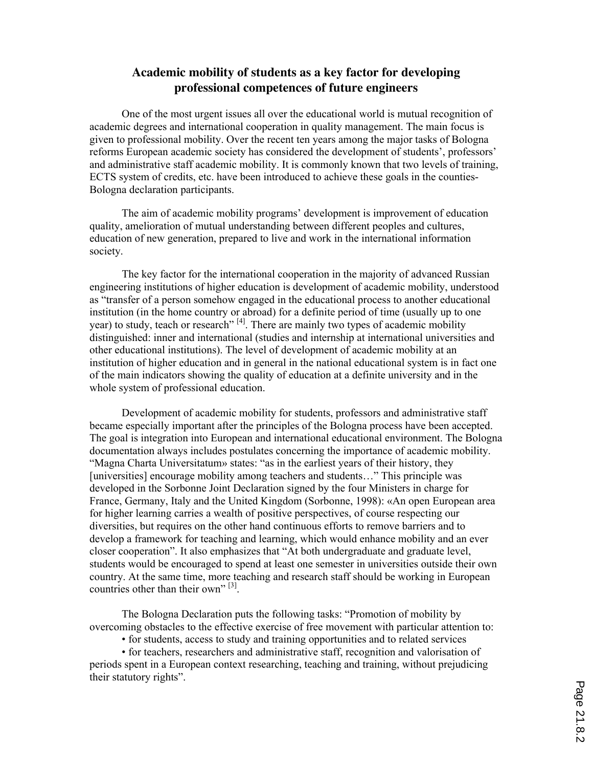## Academic mobility of students as a key factor for developing professional competences of future engineers

One of the most urgent issues all over the educational world is mutual recognition of academic degrees and international cooperation in quality management. The main focus is given to professional mobility. Over the recent ten years among the major tasks of Bologna reforms European academic society has considered the development of students', professors' and administrative staff academic mobility. It is commonly known that two levels of training, ECTS system of credits, etc. have been introduced to achieve these goals in the counties-Bologna declaration participants.

The aim of academic mobility programs' development is improvement of education quality, amelioration of mutual understanding between different peoples and cultures, education of new generation, prepared to live and work in the international information society.

The key factor for the international cooperation in the majority of advanced Russian engineering institutions of higher education is development of academic mobility, understood as "transfer of a person somehow engaged in the educational process to another educational institution (in the home country or abroad) for a definite period of time (usually up to one year) to study, teach or research" [4]. There are mainly two types of academic mobility distinguished: inner and international (studies and internship at international universities and other educational institutions). The level of development of academic mobility at an institution of higher education and in general in the national educational system is in fact one of the main indicators showing the quality of education at a definite university and in the whole system of professional education.

Development of academic mobility for students, professors and administrative staff became especially important after the principles of the Bologna process have been accepted. The goal is integration into European and international educational environment. The Bologna documentation always includes postulates concerning the importance of academic mobility. "Magna Charta Universitatum» states: "as in the earliest years of their history, they [universities] encourage mobility among teachers and students…" This principle was developed in the Sorbonne Joint Declaration signed by the four Ministers in charge for France, Germany, Italy and the United Kingdom (Sorbonne, 1998): «An open European area for higher learning carries a wealth of positive perspectives, of course respecting our diversities, but requires on the other hand continuous efforts to remove barriers and to develop a framework for teaching and learning, which would enhance mobility and an ever closer cooperation". It also emphasizes that "At both undergraduate and graduate level, students would be encouraged to spend at least one semester in universities outside their own country. At the same time, more teaching and research staff should be working in European countries other than their own" [3].

The Bologna Declaration puts the following tasks: "Promotion of mobility by overcoming obstacles to the effective exercise of free movement with particular attention to:

- for students, access to study and training opportunities and to related services
- for teachers, researchers and administrative staff, recognition and valorisation of periods spent in a European context researching, teaching and training, without prejudicing their statutory rights".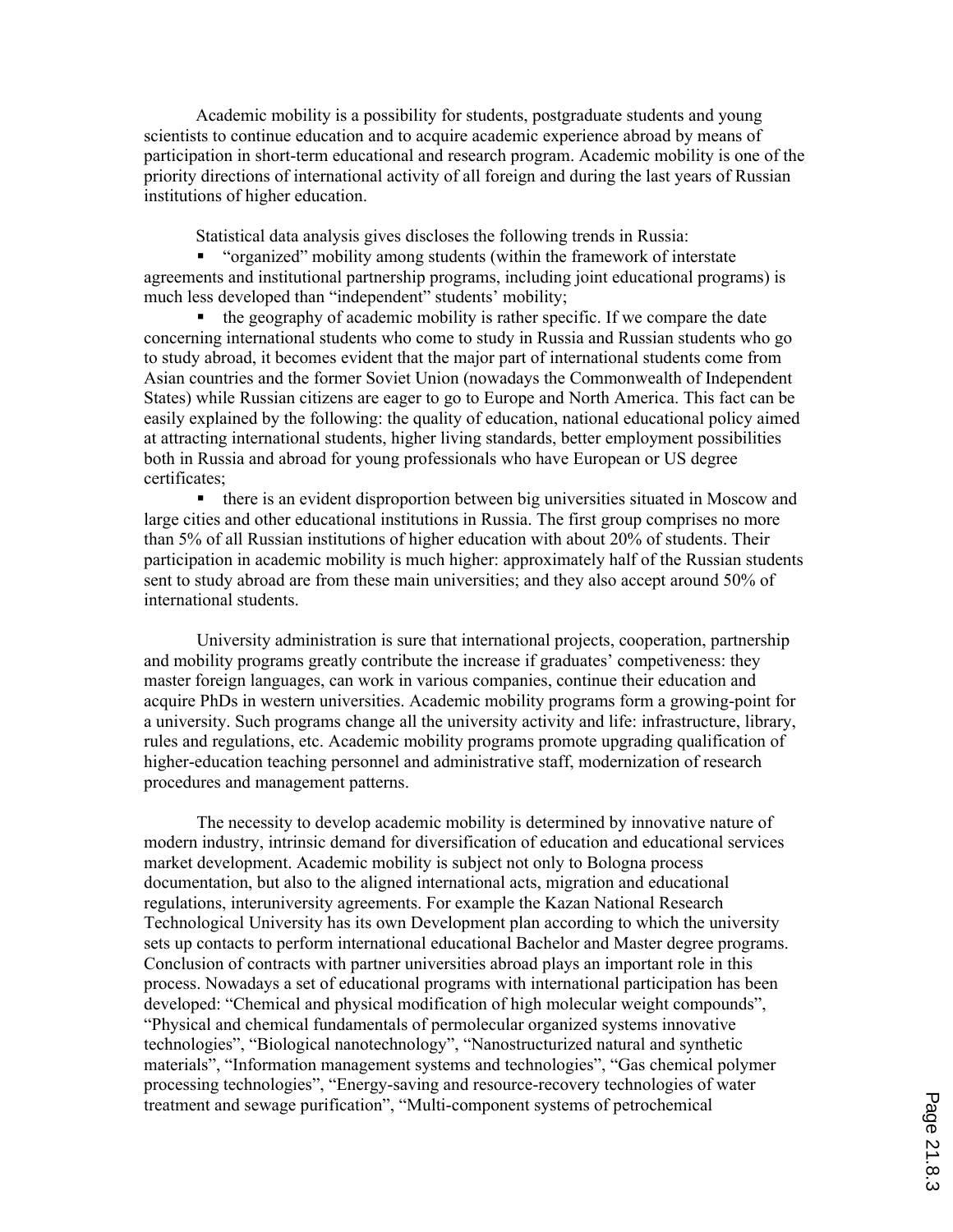Academic mobility is a possibility for students, postgraduate students and young scientists to continue education and to acquire academic experience abroad by means of participation in short-term educational and research program. Academic mobility is one of the priority directions of international activity of all foreign and during the last years of Russian institutions of higher education.

Statistical data analysis gives discloses the following trends in Russia:

- "organized" mobility among students (within the framework of interstate agreements and institutional partnership programs, including joint educational programs) is much less developed than "independent" students' mobility;
- the geography of academic mobility is rather specific. If we compare the date concerning international students who come to study in Russia and Russian students who go to study abroad, it becomes evident that the major part of international students come from Asian countries and the former Soviet Union (nowadays the Commonwealth of Independent States) while Russian citizens are eager to go to Europe and North America. This fact can be easily explained by the following: the quality of education, national educational policy aimed at attracting international students, higher living standards, better employment possibilities both in Russia and abroad for young professionals who have European or US degree certificates;
- there is an evident disproportion between big universities situated in Moscow and large cities and other educational institutions in Russia. The first group comprises no more than 5% of all Russian institutions of higher education with about 20% of students. Their participation in academic mobility is much higher: approximately half of the Russian students sent to study abroad are from these main universities; and they also accept around 50% of international students.

University administration is sure that international projects, cooperation, partnership and mobility programs greatly contribute the increase if graduates' competiveness: they master foreign languages, can work in various companies, continue their education and acquire PhDs in western universities. Academic mobility programs form a growing-point for a university. Such programs change all the university activity and life: infrastructure, library, rules and regulations, etc. Academic mobility programs promote upgrading qualification of higher-education teaching personnel and administrative staff, modernization of research procedures and management patterns.

The necessity to develop academic mobility is determined by innovative nature of modern industry, intrinsic demand for diversification of education and educational services market development. Academic mobility is subject not only to Bologna process documentation, but also to the aligned international acts, migration and educational regulations, interuniversity agreements. For example the Kazan National Research Technological University has its own Development plan according to which the university sets up contacts to perform international educational Bachelor and Master degree programs. Conclusion of contracts with partner universities abroad plays an important role in this process. Nowadays a set of educational programs with international participation has been developed: "Chemical and physical modification of high molecular weight compounds", "Physical and chemical fundamentals of permolecular organized systems innovative technologies", "Biological nanotechnology", "Nanostructurized natural and synthetic materials", "Information management systems and technologies", "Gas chemical polymer processing technologies", "Energy-saving and resource-recovery technologies of water treatment and sewage purification", "Multi-component systems of petrochemical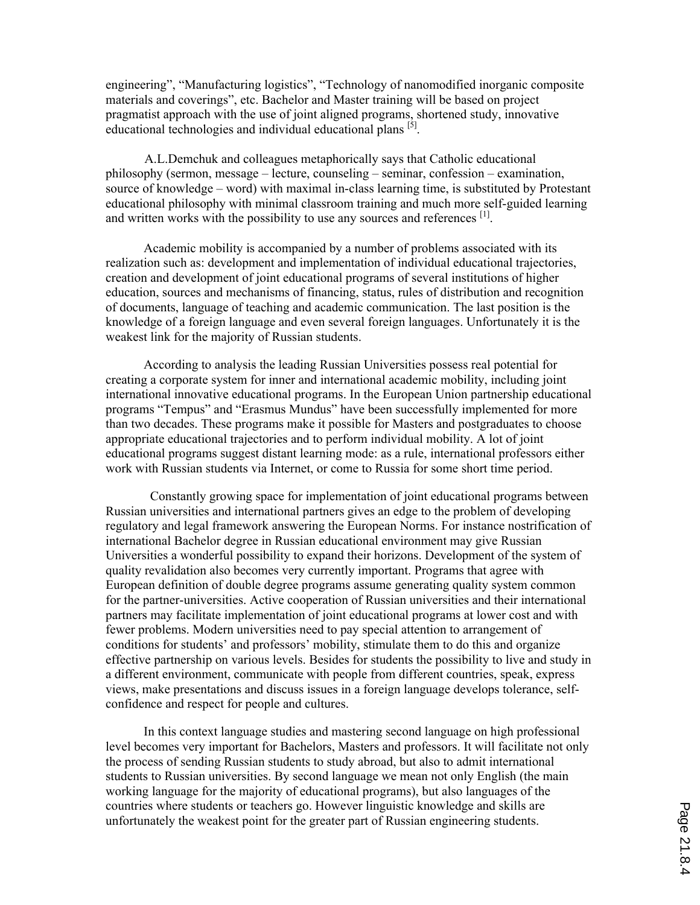engineering", "Manufacturing logistics", "Technology of nanomodified inorganic composite materials and coverings", etc. Bachelor and Master training will be based on project pragmatist approach with the use of joint aligned programs, shortened study, innovative educational technologies and individual educational plans [5].

A.L.Demchuk and colleagues metaphorically says that Catholic educational philosophy (sermon, message – lecture, counseling – seminar, confession – examination, source of knowledge – word) with maximal in-class learning time, is substituted by Protestant educational philosophy with minimal classroom training and much more self-guided learning and written works with the possibility to use any sources and references [1].

Academic mobility is accompanied by a number of problems associated with its realization such as: development and implementation of individual educational trajectories, creation and development of joint educational programs of several institutions of higher education, sources and mechanisms of financing, status, rules of distribution and recognition of documents, language of teaching and academic communication. The last position is the knowledge of a foreign language and even several foreign languages. Unfortunately it is the weakest link for the majority of Russian students.

According to analysis the leading Russian Universities possess real potential for creating a corporate system for inner and international academic mobility, including joint international innovative educational programs. In the European Union partnership educational programs "Tempus" and "Erasmus Mundus" have been successfully implemented for more than two decades. These programs make it possible for Masters and postgraduates to choose appropriate educational trajectories and to perform individual mobility. A lot of joint educational programs suggest distant learning mode: as a rule, international professors either work with Russian students via Internet, or come to Russia for some short time period.

Constantly growing space for implementation of joint educational programs between Russian universities and international partners gives an edge to the problem of developing regulatory and legal framework answering the European Norms. For instance nostrification of international Bachelor degree in Russian educational environment may give Russian Universities a wonderful possibility to expand their horizons. Development of the system of quality revalidation also becomes very currently important. Programs that agree with European definition of double degree programs assume generating quality system common for the partner-universities. Active cooperation of Russian universities and their international partners may facilitate implementation of joint educational programs at lower cost and with fewer problems. Modern universities need to pay special attention to arrangement of conditions for students' and professors' mobility, stimulate them to do this and organize effective partnership on various levels. Besides for students the possibility to live and study in a different environment, communicate with people from different countries, speak, express views, make presentations and discuss issues in a foreign language develops tolerance, self-confidence and respect for people and cultures.

In this context language studies and mastering second language on high professional level becomes very important for Bachelors, Masters and professors. It will facilitate not only the process of sending Russian students to study abroad, but also to admit international students to Russian universities. By second language we mean not only English (the main working language for the majority of educational programs), but also languages of the countries where students or teachers go. However linguistic knowledge and skills are unfortunately the weakest point for the greater part of Russian engineering students.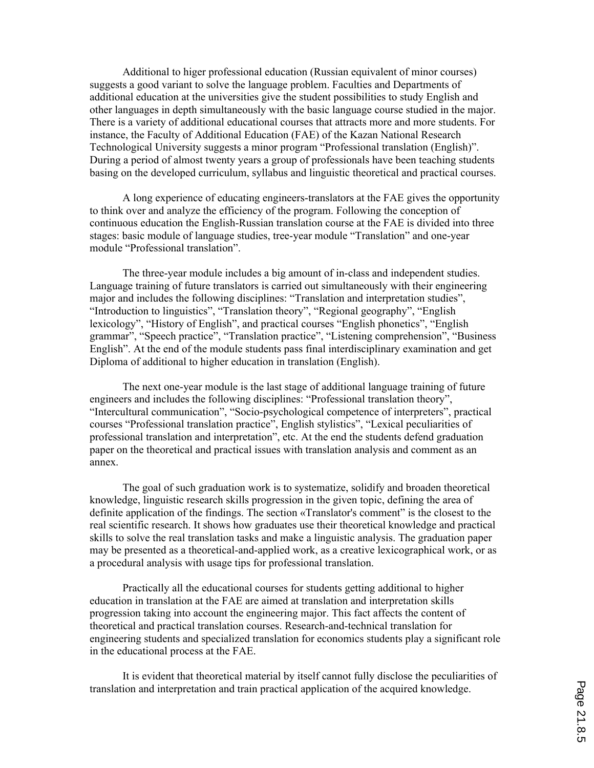Additional to higer professional education (Russian equivalent of minor courses) suggests a good variant to solve the language problem. Faculties and Departments of additional education at the universities give the student possibilities to study English and other languages in depth simultaneously with the basic language course studied in the major. There is a variety of additional educational courses that attracts more and more students. For instance, the Faculty of Additional Education (FAE) of the Kazan National Research Technological University suggests a minor program "Professional translation (English)". During a period of almost twenty years a group of professionals have been teaching students basing on the developed curriculum, syllabus and linguistic theoretical and practical courses.

A long experience of educating engineers-translators at the FAE gives the opportunity to think over and analyze the efficiency of the program. Following the conception of continuous education the English-Russian translation course at the FAE is divided into three stages: basic module of language studies, tree-year module "Translation" and one-year module "Professional translation".

The three-year module includes a big amount of in-class and independent studies. Language training of future translators is carried out simultaneously with their engineering major and includes the following disciplines: "Translation and interpretation studies", "Introduction to linguistics", "Translation theory", "Regional geography", "English lexicology", "History of English", and practical courses "English phonetics", "English grammar", "Speech practice", "Translation practice", "Listening comprehension", "Business English". At the end of the module students pass final interdisciplinary examination and get Diploma of additional to higher education in translation (English).

The next one-year module is the last stage of additional language training of future engineers and includes the following disciplines: "Professional translation theory", "Intercultural communication", "Socio-psychological competence of interpreters", practical courses "Professional translation practice", English stylistics", "Lexical peculiarities of professional translation and interpretation", etc. At the end the students defend graduation paper on the theoretical and practical issues with translation analysis and comment as an annex.

The goal of such graduation work is to systematize, solidify and broaden theoretical knowledge, linguistic research skills progression in the given topic, defining the area of definite application of the findings. The section «Translator's comment" is the closest to the real scientific research. It shows how graduates use their theoretical knowledge and practical skills to solve the real translation tasks and make a linguistic analysis. The graduation paper may be presented as a theoretical-and-applied work, as a creative lexicographical work, or as a procedural analysis with usage tips for professional translation.

Practically all the educational courses for students getting additional to higher education in translation at the FAE are aimed at translation and interpretation skills progression taking into account the engineering major. This fact affects the content of theoretical and practical translation courses. Research-and-technical translation for engineering students and specialized translation for economics students play a significant role in the educational process at the FAE.

It is evident that theoretical material by itself cannot fully disclose the peculiarities of translation and interpretation and train practical application of the acquired knowledge.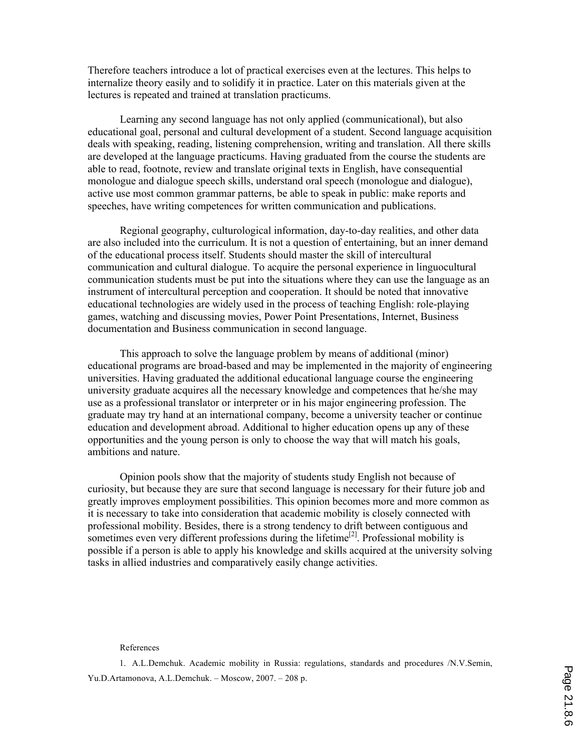Therefore teachers introduce a lot of practical exercises even at the lectures. This helps to internalize theory easily and to solidify it in practice. Later on this materials given at the lectures is repeated and trained at translation practicums.

Learning any second language has not only applied (communicational), but also educational goal, personal and cultural development of a student. Second language acquisition deals with speaking, reading, listening comprehension, writing and translation. All there skills are developed at the language practicums. Having graduated from the course the students are able to read, footnote, review and translate original texts in English, have consequential monologue and dialogue speech skills, understand oral speech (monologue and dialogue), active use most common grammar patterns, be able to speak in public: make reports and speeches, have writing competences for written communication and publications.

Regional geography, culturological information, day-to-day realities, and other data are also included into the curriculum. It is not a question of entertaining, but an inner demand of the educational process itself. Students should master the skill of intercultural communication and cultural dialogue. To acquire the personal experience in linguocultural communication students must be put into the situations where they can use the language as an instrument of intercultural perception and cooperation. It should be noted that innovative educational technologies are widely used in the process of teaching English: role-playing games, watching and discussing movies, Power Point Presentations, Internet, Business documentation and Business communication in second language.

This approach to solve the language problem by means of additional (minor) educational programs are broad-based and may be implemented in the majority of engineering universities. Having graduated the additional educational language course the engineering university graduate acquires all the necessary knowledge and competences that he/she may use as a professional translator or interpreter or in his major engineering profession. The graduate may try hand at an international company, become a university teacher or continue education and development abroad. Additional to higher education opens up any of these opportunities and the young person is only to choose the way that will match his goals, ambitions and nature.

Opinion pools show that the majority of students study English not because of curiosity, but because they are sure that second language is necessary for their future job and greatly improves employment possibilities. This opinion becomes more and more common as it is necessary to take into consideration that academic mobility is closely connected with professional mobility. Besides, there is a strong tendency to drift between contiguous and sometimes even very different professions during the lifetime[2]. Professional mobility is possible if a person is able to apply his knowledge and skills acquired at the university solving tasks in allied industries and comparatively easily change activities.

References

1. A.L.Demchuk. Academic mobility in Russia: regulations, standards and procedures /N.V.Semin, Yu.D.Artamonova, A.L.Demchuk. – Moscow, 2007. – 208 p.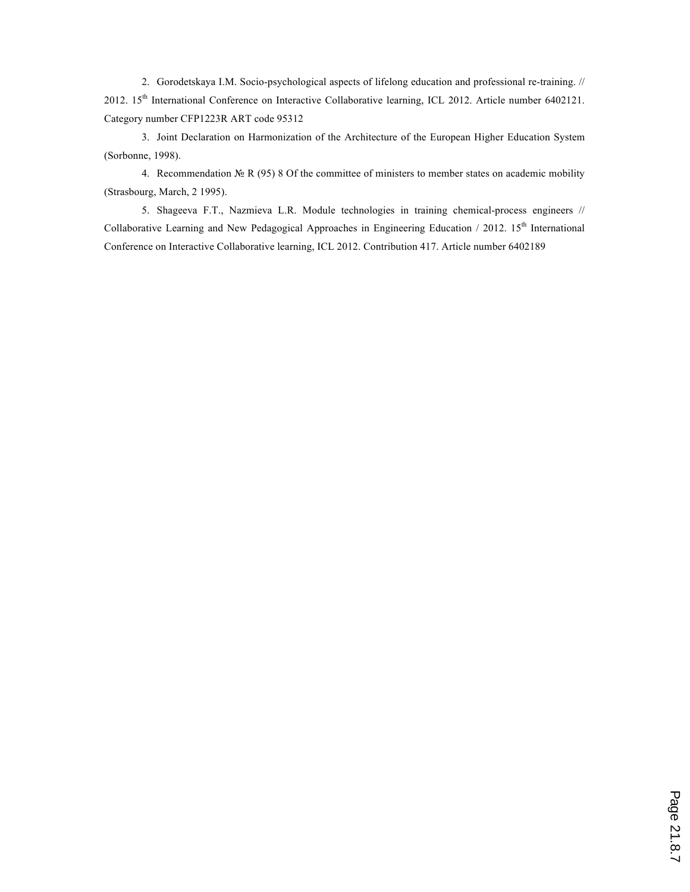2. Gorodetskaya I.M. Socio-psychological aspects of lifelong education and professional re-training. // 2012. 15th International Conference on Interactive Collaborative learning, ICL 2012. Article number 6402121. Category number CFP1223R ART code 95312

3. Joint Declaration on Harmonization of the Architecture of the European Higher Education System (Sorbonne, 1998).

4. Recommendation № R (95) 8 Of the committee of ministers to member states on academic mobility (Strasbourg, March, 2 1995).

5. Shageeva F.T., Nazmieva L.R. Module technologies in training chemical-process engineers // Collaborative Learning and New Pedagogical Approaches in Engineering Education / 2012. 15th International Conference on Interactive Collaborative learning, ICL 2012. Contribution 417. Article number 6402189